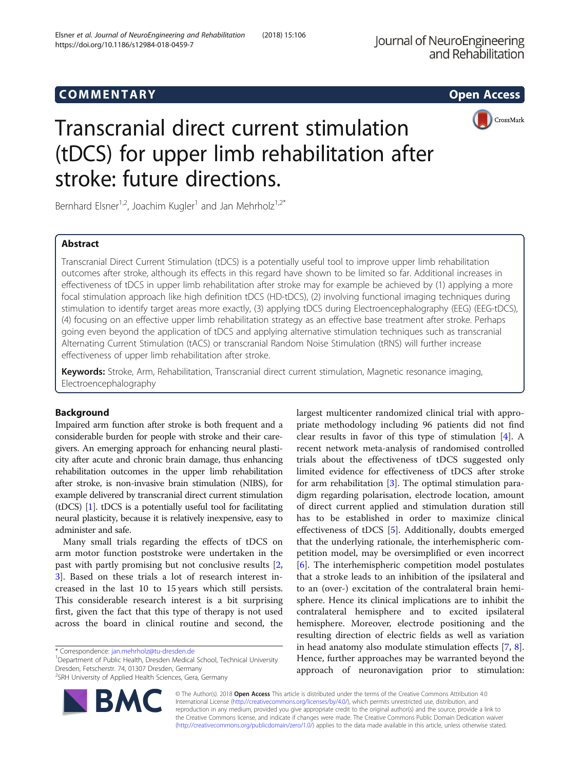COMMENTARY Open Access

# Transcranial direct current stimulation (tDCS) for upper limb rehabilitation after stroke: future directions.

Bernhard Elsner[1,2], Joachim Kugler[1] and Jan Mehrholz[1,2*]

## Abstract

Transcranial Direct Current Stimulation (tDCS) is a potentially useful tool to improve upper limb rehabilitation outcomes after stroke, although its effects in this regard have shown to be limited so far. Additional increases in effectiveness of tDCS in upper limb rehabilitation after stroke may for example be achieved by (1) applying a more focal stimulation approach like high definition tDCS (HD-tDCS), (2) involving functional imaging techniques during stimulation to identify target areas more exactly, (3) applying tDCS during Electroencephalography (EEG) (EEG-tDCS), (4) focusing on an effective upper limb rehabilitation strategy as an effective base treatment after stroke. Perhaps going even beyond the application of tDCS and applying alternative stimulation techniques such as transcranial Alternating Current Stimulation (tACS) or transcranial Random Noise Stimulation (tRNS) will further increase effectiveness of upper limb rehabilitation after stroke.

**Keywords:** Stroke, Arm, Rehabilitation, Transcranial direct current stimulation, Magnetic resonance imaging, Electroencephalography

## Background

Impaired arm function after stroke is both frequent and a considerable burden for people with stroke and their caregivers. An emerging approach for enhancing neural plasticity after acute and chronic brain damage, thus enhancing rehabilitation outcomes in the upper limb rehabilitation after stroke, is non-invasive brain stimulation (NIBS), for example delivered by transcranial direct current stimulation (tDCS) [1]. tDCS is a potentially useful tool for facilitating neural plasticity, because it is relatively inexpensive, easy to administer and safe.

Many small trials regarding the effects of tDCS on arm motor function poststroke were undertaken in the past with partly promising but not conclusive results [2, 3]. Based on these trials a lot of research interest increased in the last 10 to 15 years which still persists. This considerable research interest is a bit surprising first, given the fact that this type of therapy is not used across the board in clinical routine and second, the largest multicenter randomized clinical trial with appropriate methodology including 96 patients did not find clear results in favor of this type of stimulation [4]. A recent network meta-analysis of randomised controlled trials about the effectiveness of tDCS suggested only limited evidence for effectiveness of tDCS after stroke for arm rehabilitation [3]. The optimal stimulation paradigm regarding polarisation, electrode location, amount of direct current applied and stimulation duration still has to be established in order to maximize clinical effectiveness of tDCS [5]. Additionally, doubts emerged that the underlying rationale, the interhemispheric competition model, may be oversimplified or even incorrect [6]. The interhemispheric competition model postulates that a stroke leads to an inhibition of the ipsilateral and to an (over-) excitation of the contralateral brain hemisphere. Hence its clinical implications are to inhibit the contralateral hemisphere and to excited ipsilateral hemisphere. Moreover, electrode positioning and the resulting direction of electric fields as well as variation in head anatomy also modulate stimulation effects [7, 8]. Hence, further approaches may be warranted beyond the approach of neuronavigation prior to stimulation:

\* Correspondence: jan.mehrholz@tu-dresden.de
[1]Department of Public Health, Dresden Medical School, Technical University Dresden, Fetscherstr. 74, 01307 Dresden, Germany
[2]SRH University of Applied Health Sciences, Gera, Germany

© The Author(s). 2018 **Open Access** This article is distributed under the terms of the Creative Commons Attribution 4.0 International License (http://creativecommons.org/licenses/by/4.0/), which permits unrestricted use, distribution, and reproduction in any medium, provided you give appropriate credit to the original author(s) and the source, provide a link to the Creative Commons license, and indicate if changes were made. The Creative Commons Public Domain Dedication waiver (http://creativecommons.org/publicdomain/zero/1.0/) applies to the data made available in this article, unless otherwise stated.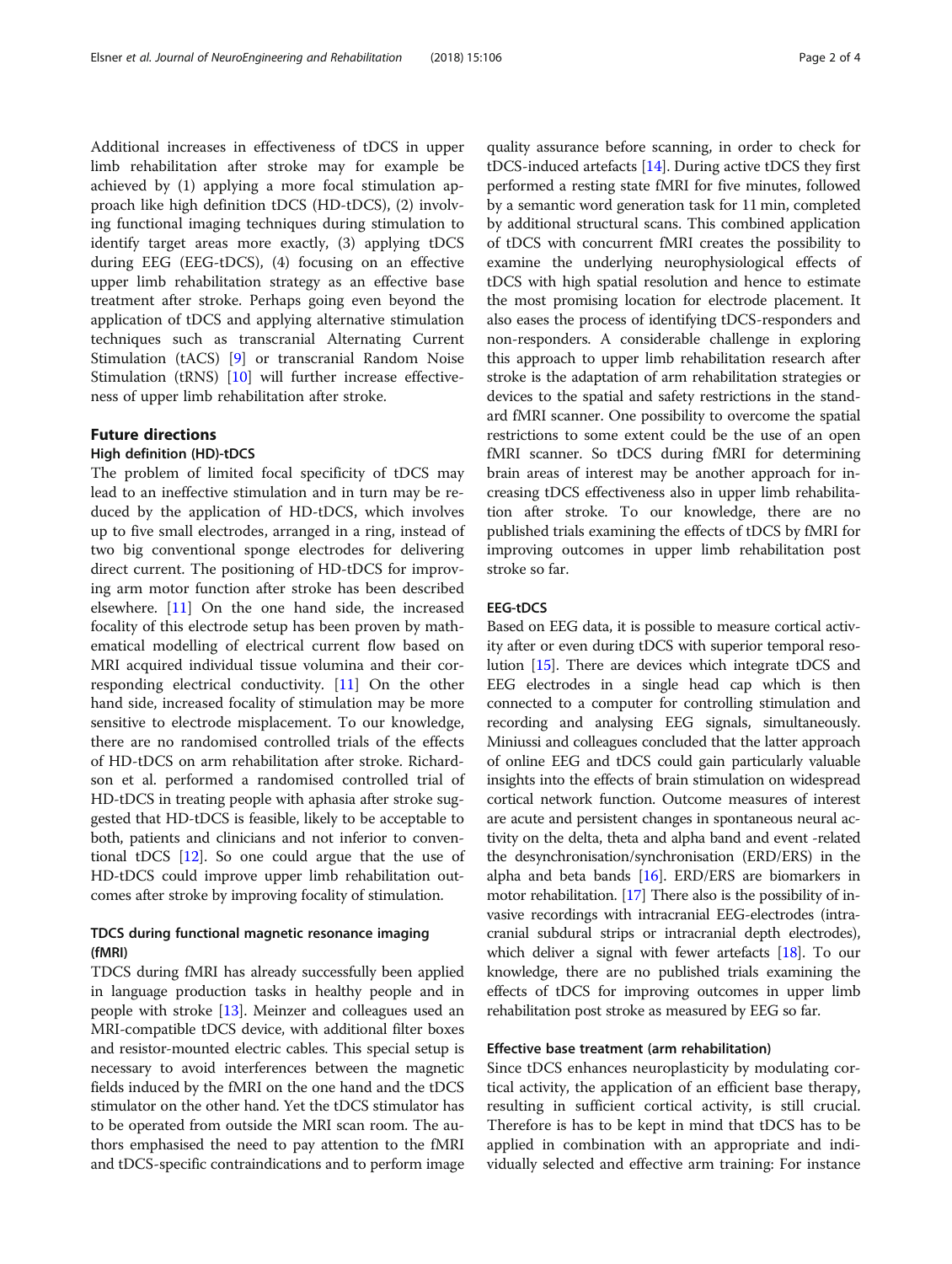Additional increases in effectiveness of tDCS in upper limb rehabilitation after stroke may for example be achieved by (1) applying a more focal stimulation approach like high definition tDCS (HD-tDCS), (2) involving functional imaging techniques during stimulation to identify target areas more exactly, (3) applying tDCS during EEG (EEG-tDCS), (4) focusing on an effective upper limb rehabilitation strategy as an effective base treatment after stroke. Perhaps going even beyond the application of tDCS and applying alternative stimulation techniques such as transcranial Alternating Current Stimulation (tACS) [9] or transcranial Random Noise Stimulation (tRNS) [10] will further increase effectiveness of upper limb rehabilitation after stroke.

## Future directions

### High definition (HD)-tDCS

The problem of limited focal specificity of tDCS may lead to an ineffective stimulation and in turn may be reduced by the application of HD-tDCS, which involves up to five small electrodes, arranged in a ring, instead of two big conventional sponge electrodes for delivering direct current. The positioning of HD-tDCS for improving arm motor function after stroke has been described elsewhere. [11] On the one hand side, the increased focality of this electrode setup has been proven by mathematical modelling of electrical current flow based on MRI acquired individual tissue volumina and their corresponding electrical conductivity. [11] On the other hand side, increased focality of stimulation may be more sensitive to electrode misplacement. To our knowledge, there are no randomised controlled trials of the effects of HD-tDCS on arm rehabilitation after stroke. Richardson et al. performed a randomised controlled trial of HD-tDCS in treating people with aphasia after stroke suggested that HD-tDCS is feasible, likely to be acceptable to both, patients and clinicians and not inferior to conventional tDCS [12]. So one could argue that the use of HD-tDCS could improve upper limb rehabilitation outcomes after stroke by improving focality of stimulation.

### TDCS during functional magnetic resonance imaging (fMRI)

TDCS during fMRI has already successfully been applied in language production tasks in healthy people and in people with stroke [13]. Meinzer and colleagues used an MRI-compatible tDCS device, with additional filter boxes and resistor-mounted electric cables. This special setup is necessary to avoid interferences between the magnetic fields induced by the fMRI on the one hand and the tDCS stimulator on the other hand. Yet the tDCS stimulator has to be operated from outside the MRI scan room. The authors emphasised the need to pay attention to the fMRI and tDCS-specific contraindications and to perform image quality assurance before scanning, in order to check for tDCS-induced artefacts [14]. During active tDCS they first performed a resting state fMRI for five minutes, followed by a semantic word generation task for 11 min, completed by additional structural scans. This combined application of tDCS with concurrent fMRI creates the possibility to examine the underlying neurophysiological effects of tDCS with high spatial resolution and hence to estimate the most promising location for electrode placement. It also eases the process of identifying tDCS-responders and non-responders. A considerable challenge in exploring this approach to upper limb rehabilitation research after stroke is the adaptation of arm rehabilitation strategies or devices to the spatial and safety restrictions in the standard fMRI scanner. One possibility to overcome the spatial restrictions to some extent could be the use of an open fMRI scanner. So tDCS during fMRI for determining brain areas of interest may be another approach for increasing tDCS effectiveness also in upper limb rehabilitation after stroke. To our knowledge, there are no published trials examining the effects of tDCS by fMRI for improving outcomes in upper limb rehabilitation post stroke so far.

### EEG-tDCS

Based on EEG data, it is possible to measure cortical activity after or even during tDCS with superior temporal resolution [15]. There are devices which integrate tDCS and EEG electrodes in a single head cap which is then connected to a computer for controlling stimulation and recording and analysing EEG signals, simultaneously. Miniussi and colleagues concluded that the latter approach of online EEG and tDCS could gain particularly valuable insights into the effects of brain stimulation on widespread cortical network function. Outcome measures of interest are acute and persistent changes in spontaneous neural activity on the delta, theta and alpha band and event -related the desynchronisation/synchronisation (ERD/ERS) in the alpha and beta bands [16]. ERD/ERS are biomarkers in motor rehabilitation. [17] There also is the possibility of invasive recordings with intracranial EEG-electrodes (intracranial subdural strips or intracranial depth electrodes), which deliver a signal with fewer artefacts [18]. To our knowledge, there are no published trials examining the effects of tDCS for improving outcomes in upper limb rehabilitation post stroke as measured by EEG so far.

### Effective base treatment (arm rehabilitation)

Since tDCS enhances neuroplasticity by modulating cortical activity, the application of an efficient base therapy, resulting in sufficient cortical activity, is still crucial. Therefore is has to be kept in mind that tDCS has to be applied in combination with an appropriate and individually selected and effective arm training: For instance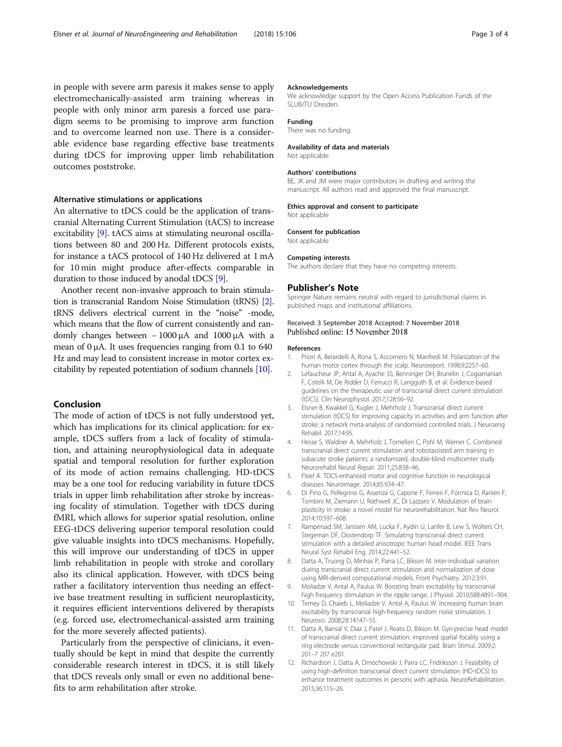in people with severe arm paresis it makes sense to apply electromechanically-assisted arm training whereas in people with only minor arm paresis a forced use paradigm seems to be promising to improve arm function and to overcome learned non use. There is a considerable evidence base regarding effective base treatments during tDCS for improving upper limb rehabilitation outcomes poststroke.

### Alternative stimulations or applications

An alternative to tDCS could be the application of transcranial Alternating Current Stimulation (tACS) to increase excitability [9]. tACS aims at stimulating neuronal oscillations between 80 and 200 Hz. Different protocols exists, for instance a tACS protocol of 140 Hz delivered at 1 mA for 10 min might produce after-effects comparable in duration to those induced by anodal tDCS [9].

Another recent non-invasive approach to brain stimulation is transcranial Random Noise Stimulation (tRNS) [2]. tRNS delivers electrical current in the "noise" -mode, which means that the flow of current consistently and randomly changes between − 1000 μA and 1000 μA with a mean of 0 μA. It uses frequencies ranging from 0.1 to 640 Hz and may lead to consistent increase in motor cortex excitability by repeated potentiation of sodium channels [10].

## Conclusion

The mode of action of tDCS is not fully understood yet, which has implications for its clinical application: for example, tDCS suffers from a lack of focality of stimulation, and attaining neurophysiological data in adequate spatial and temporal resolution for further exploration of its mode of action remains challenging. HD-tDCS may be a one tool for reducing variability in future tDCS trials in upper limb rehabilitation after stroke by increasing focality of stimulation. Together with tDCS during fMRI, which allows for superior spatial resolution, online EEG-tDCS delivering superior temporal resolution could give valuable insights into tDCS mechanisms. Hopefully, this will improve our understanding of tDCS in upper limb rehabilitation in people with stroke and corollary also its clinical application. However, with tDCS being rather a facilitatory intervention thus needing an effective base treatment resulting in sufficient neuroplasticity, it requires efficient interventions delivered by therapists (e.g. forced use, electromechanical-assisted arm training for the more severely affected patients).

Particularly from the perspective of clinicians, it eventually should be kept in mind that despite the currently considerable research interest in tDCS, it is still likely that tDCS reveals only small or even no additional benefits to arm rehabilitation after stroke.

#### Acknowledgements

We acknowledge support by the Open Access Publication Funds of the SLUB/TU Dresden.

#### Funding

There was no funding.

#### Availability of data and materials

Not applicable

#### Authors' contributions

BE, JK and JM were major contributors in drafting and writing the manuscript. All authors read and approved the final manuscript.

#### Ethics approval and consent to participate

Not applicable

#### Consent for publication

Not applicable

#### Competing interests

The authors declare that they have no competing interests.

### Publisher's Note

Springer Nature remains neutral with regard to jurisdictional claims in published maps and institutional affiliations.

Received: 3 September 2018 Accepted: 7 November 2018
Published online: 15 November 2018

#### References

1. Priori A, Berardelli A, Rona S, Accornero N, Manfredi M. Polarization of the human motor cortex through the scalp. Neuroreport. 1998;9:2257–60.
2. Lefaucheur JP, Antal A, Ayache SS, Benninger DH, Brunelin J, Cogiamanian F, Cotelli M, De Ridder D, Ferrucci R, Langguth B, et al. Evidence-based guidelines on the therapeutic use of transcranial direct current stimulation (tDCS). Clin Neurophysiol. 2017;128:56–92.
3. Elsner B, Kwakkel G, Kugler J, Mehrholz J. Transcranial direct current stimulation (tDCS) for improving capacity in activities and arm function after stroke: a network meta-analysis of randomised controlled trials. J Neuroeng Rehabil. 2017;14:95.
4. Hesse S, Waldner A, Mehrholz J, Tomelleri C, Pohl M, Werner C. Combined transcranial direct current stimulation and robotassisted arm training in subacute stroke patients: a randomized, double-blind multicenter study. Neurorehabil Neural Repair. 2011;25:838–46.
5. Floel A. TDCS-enhanced motor and cognitive function in neurological diseases. Neuroimage. 2014;85:934–47.
6. Di Pino G, Pellegrino G, Assenza G, Capone F, Ferreri F, Formica D, Ranieri F, Tombini M, Ziemann U, Rothwell JC, Di Lazzaro V. Modulation of brain plasticity in stroke: a novel model for neurorehabilitation. Nat Rev Neurol. 2014;10:597–608.
7. Rampersad SM, Janssen AM, Lucka F, Aydin U, Lanfer B, Lew S, Wolters CH, Stegeman DF, Oostendorp TF. Simulating transcranial direct current stimulation with a detailed anisotropic human head model. IEEE Trans Neural Syst Rehabil Eng. 2014;22:441–52.
8. Datta A, Truong D, Minhas P, Parra LC, Bikson M. Inter-individual variation during transcranial direct current stimulation and normalization of dose using MRI-derived computational models. Front Psychiatry. 2012;3:91.
9. Moliadze V, Antal A, Paulus W. Boosting brain excitability by transcranial high frequency stimulation in the ripple range. J Physiol. 2010;588:4891–904.
10. Terney D, Chaieb L, Moliadze V, Antal A, Paulus W. Increasing human brain excitability by transcranial high-frequency random noise stimulation. J Neurosci. 2008;28:14147–55.
11. Datta A, Bansal V, Diaz J, Patel J, Reato D, Bikson M. Gyri-precise head model of transcranial direct current stimulation: improved spatial focality using a ring electrode versus conventional rectangular pad. Brain Stimul. 2009;2:201–7 207 e201.
12. Richardson J, Datta A, Dmochowski J, Parra LC, Fridriksson J. Feasibility of using high-definition transcranial direct current stimulation (HD-tDCS) to enhance treatment outcomes in persons with aphasia. NeuroRehabilitation. 2015;36:115–26.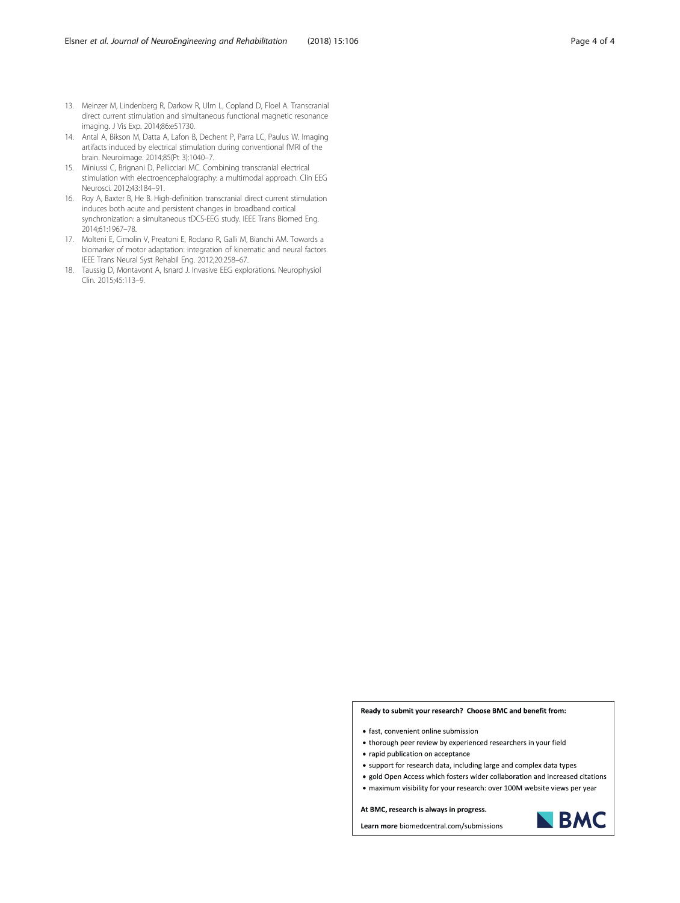13. Meinzer M, Lindenberg R, Darkow R, Ulm L, Copland D, Floel A. Transcranial direct current stimulation and simultaneous functional magnetic resonance imaging. J Vis Exp. 2014;86:e51730.
14. Antal A, Bikson M, Datta A, Lafon B, Dechent P, Parra LC, Paulus W. Imaging artifacts induced by electrical stimulation during conventional fMRI of the brain. Neuroimage. 2014;85(Pt 3):1040–7.
15. Miniussi C, Brignani D, Pellicciari MC. Combining transcranial electrical stimulation with electroencephalography: a multimodal approach. Clin EEG Neurosci. 2012;43:184–91.
16. Roy A, Baxter B, He B. High-definition transcranial direct current stimulation induces both acute and persistent changes in broadband cortical synchronization: a simultaneous tDCS-EEG study. IEEE Trans Biomed Eng. 2014;61:1967–78.
17. Molteni E, Cimolin V, Preatoni E, Rodano R, Galli M, Bianchi AM. Towards a biomarker of motor adaptation: integration of kinematic and neural factors. IEEE Trans Neural Syst Rehabil Eng. 2012;20:258–67.
18. Taussig D, Montavont A, Isnard J. Invasive EEG explorations. Neurophysiol Clin. 2015;45:113–9.

**Ready to submit your research? Choose BMC and benefit from:**

- fast, convenient online submission
- thorough peer review by experienced researchers in your field
- rapid publication on acceptance
- support for research data, including large and complex data types
- gold Open Access which fosters wider collaboration and increased citations
- maximum visibility for your research: over 100M website views per year

**At BMC, research is always in progress.**

**Learn more** biomedcentral.com/submissions

BMC